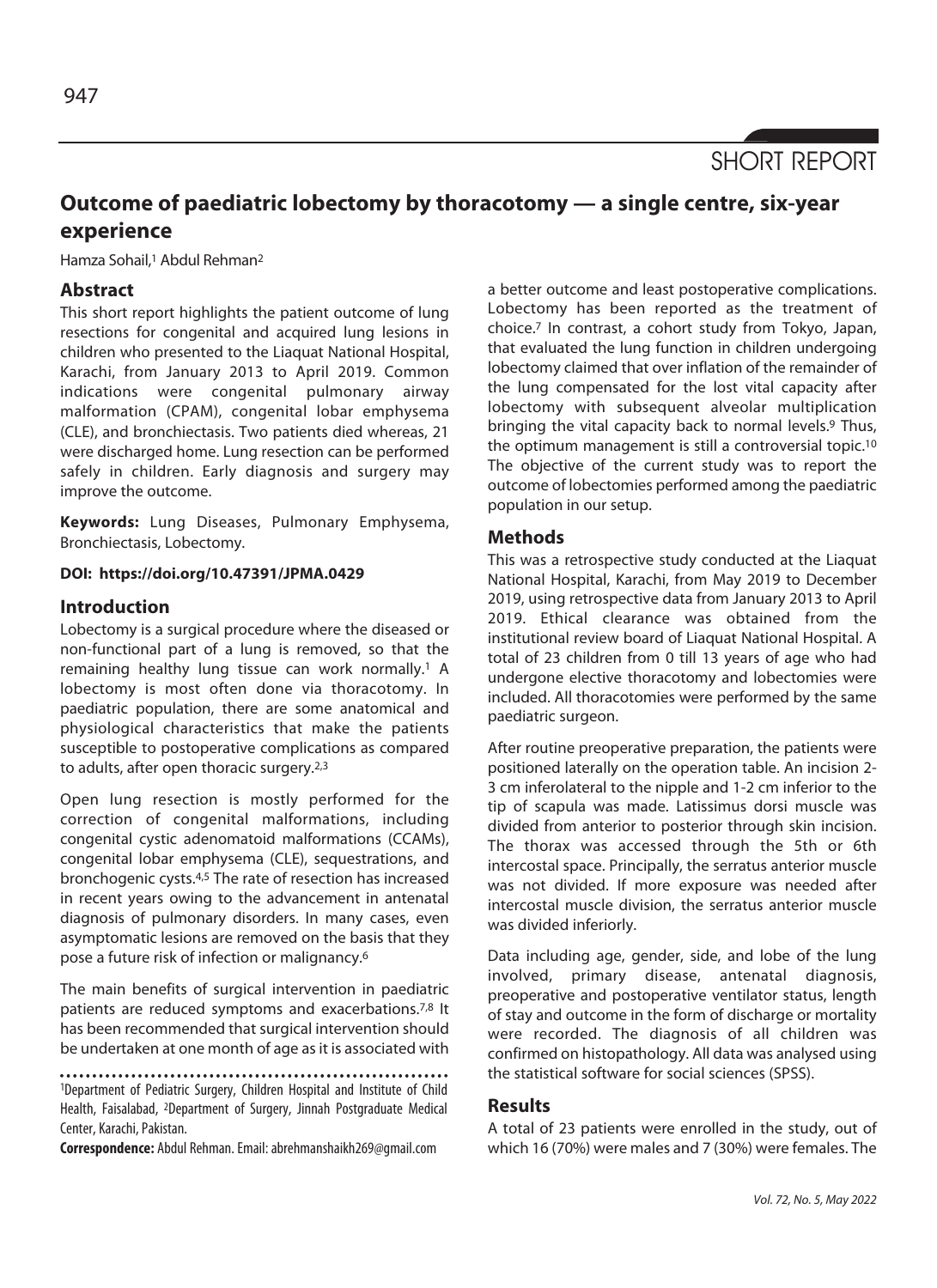SHORT REPORT

# Outcome of paediatric lobectomy by thoracotomy — a single centre, six-year experience

Hamza Sohail,[1] Abdul Rehman[2]

## Abstract

This short report highlights the patient outcome of lung resections for congenital and acquired lung lesions in children who presented to the Liaquat National Hospital, Karachi, from January 2013 to April 2019. Common indications were congenital pulmonary airway malformation (CPAM), congenital lobar emphysema (CLE), and bronchiectasis. Two patients died whereas, 21 were discharged home. Lung resection can be performed safely in children. Early diagnosis and surgery may improve the outcome.

**Keywords:** Lung Diseases, Pulmonary Emphysema, Bronchiectasis, Lobectomy.

**DOI: https://doi.org/10.47391/JPMA.0429**

## Introduction

Lobectomy is a surgical procedure where the diseased or non-functional part of a lung is removed, so that the remaining healthy lung tissue can work normally.[1] A lobectomy is most often done via thoracotomy. In paediatric population, there are some anatomical and physiological characteristics that make the patients susceptible to postoperative complications as compared to adults, after open thoracic surgery.[2,3]

Open lung resection is mostly performed for the correction of congenital malformations, including congenital cystic adenomatoid malformations (CCAMs), congenital lobar emphysema (CLE), sequestrations, and bronchogenic cysts.[4,5] The rate of resection has increased in recent years owing to the advancement in antenatal diagnosis of pulmonary disorders. In many cases, even asymptomatic lesions are removed on the basis that they pose a future risk of infection or malignancy.[6]

The main benefits of surgical intervention in paediatric patients are reduced symptoms and exacerbations.[7,8] It has been recommended that surgical intervention should be undertaken at one month of age as it is associated with a better outcome and least postoperative complications. Lobectomy has been reported as the treatment of choice.[7] In contrast, a cohort study from Tokyo, Japan, that evaluated the lung function in children undergoing lobectomy claimed that over inflation of the remainder of the lung compensated for the lost vital capacity after lobectomy with subsequent alveolar multiplication bringing the vital capacity back to normal levels.[9] Thus, the optimum management is still a controversial topic.[10] The objective of the current study was to report the outcome of lobectomies performed among the paediatric population in our setup.

## Methods

This was a retrospective study conducted at the Liaquat National Hospital, Karachi, from May 2019 to December 2019, using retrospective data from January 2013 to April 2019. Ethical clearance was obtained from the institutional review board of Liaquat National Hospital. A total of 23 children from 0 till 13 years of age who had undergone elective thoracotomy and lobectomies were included. All thoracotomies were performed by the same paediatric surgeon.

After routine preoperative preparation, the patients were positioned laterally on the operation table. An incision 2-3 cm inferolateral to the nipple and 1-2 cm inferior to the tip of scapula was made. Latissimus dorsi muscle was divided from anterior to posterior through skin incision. The thorax was accessed through the 5th or 6th intercostal space. Principally, the serratus anterior muscle was not divided. If more exposure was needed after intercostal muscle division, the serratus anterior muscle was divided inferiorly.

Data including age, gender, side, and lobe of the lung involved, primary disease, antenatal diagnosis, preoperative and postoperative ventilator status, length of stay and outcome in the form of discharge or mortality were recorded. The diagnosis of all children was confirmed on histopathology. All data was analysed using the statistical software for social sciences (SPSS).

## Results

A total of 23 patients were enrolled in the study, out of which 16 (70%) were males and 7 (30%) were females. The

[1]Department of Pediatric Surgery, Children Hospital and Institute of Child Health, Faisalabad, [2]Department of Surgery, Jinnah Postgraduate Medical Center, Karachi, Pakistan.

**Correspondence:** Abdul Rehman. Email: abrehmanshaikh269@gmail.com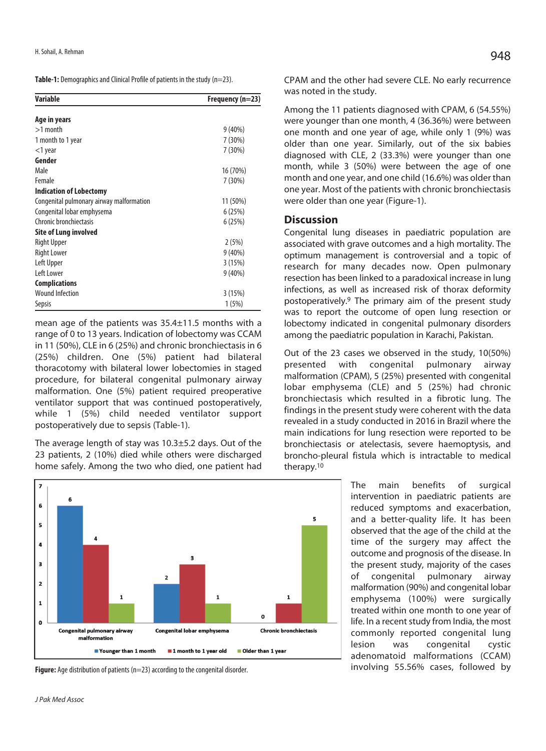**Table-1:** Demographics and Clinical Profile of patients in the study (n=23).

| Variable | Frequency (n=23) |
|---|---|
| **Age in years** | |
| >1 month | 9 (40%) |
| 1 month to 1 year | 7 (30%) |
| <1 year | 7 (30%) |
| **Gender** | |
| Male | 16 (70%) |
| Female | 7 (30%) |
| **Indication of Lobectomy** | |
| Congenital pulmonary airway malformation | 11 (50%) |
| Congenital lobar emphysema | 6 (25%) |
| Chronic bronchiectasis | 6 (25%) |
| **Site of Lung involved** | |
| Right Upper | 2 (5%) |
| Right Lower | 9 (40%) |
| Left Upper | 3 (15%) |
| Left Lower | 9 (40%) |
| **Complications** | |
| Wound Infection | 3 (15%) |
| Sepsis | 1 (5%) |

mean age of the patients was 35.4±11.5 months with a range of 0 to 13 years. Indication of lobectomy was CCAM in 11 (50%), CLE in 6 (25%) and chronic bronchiectasis in 6 (25%) children. One (5%) patient had bilateral thoracotomy with bilateral lower lobectomies in staged procedure, for bilateral congenital pulmonary airway malformation. One (5%) patient required preoperative ventilator support that was continued postoperatively, while 1 (5%) child needed ventilator support postoperatively due to sepsis (Table-1).

The average length of stay was 10.3±5.2 days. Out of the 23 patients, 2 (10%) died while others were discharged home safely. Among the two who died, one patient had CPAM and the other had severe CLE. No early recurrence was noted in the study.

Among the 11 patients diagnosed with CPAM, 6 (54.55%) were younger than one month, 4 (36.36%) were between one month and one year of age, while only 1 (9%) was older than one year. Similarly, out of the six babies diagnosed with CLE, 2 (33.3%) were younger than one month, while 3 (50%) were between the age of one month and one year, and one child (16.6%) was older than one year. Most of the patients with chronic bronchiectasis were older than one year (Figure-1).

| | Younger than 1 month | 1 month to 1 year old | Older than 1 year |
|---|---|---|---|
| Congenital pulmonary airway malformation | 6 | 4 | 1 |
| Congenital lobar emphysema | 2 | 3 | 1 |
| Chronic bronchiectasis | 0 | 1 | 5 |

**Figure:** Age distribution of patients (n=23) according to the congenital disorder.

## Discussion

Congenital lung diseases in paediatric population are associated with grave outcomes and a high mortality. The optimum management is controversial and a topic of research for many decades now. Open pulmonary resection has been linked to a paradoxical increase in lung infections, as well as increased risk of thorax deformity postoperatively.[9] The primary aim of the present study was to report the outcome of open lung resection or lobectomy indicated in congenital pulmonary disorders among the paediatric population in Karachi, Pakistan.

Out of the 23 cases we observed in the study, 10(50%) presented with congenital pulmonary airway malformation (CPAM), 5 (25%) presented with congenital lobar emphysema (CLE) and 5 (25%) had chronic bronchiectasis which resulted in a fibrotic lung. The findings in the present study were coherent with the data revealed in a study conducted in 2016 in Brazil where the main indications for lung resection were reported to be bronchiectasis or atelectasis, severe haemoptysis, and broncho-pleural fistula which is intractable to medical therapy.[10]

The main benefits of surgical intervention in paediatric patients are reduced symptoms and exacerbation, and a better-quality life. It has been observed that the age of the child at the time of the surgery may affect the outcome and prognosis of the disease. In the present study, majority of the cases of congenital pulmonary airway malformation (90%) and congenital lobar emphysema (100%) were surgically treated within one month to one year of life. In a recent study from India, the most commonly reported congenital lung lesion was congenital cystic adenomatoid malformations (CCAM) involving 55.56% cases, followed by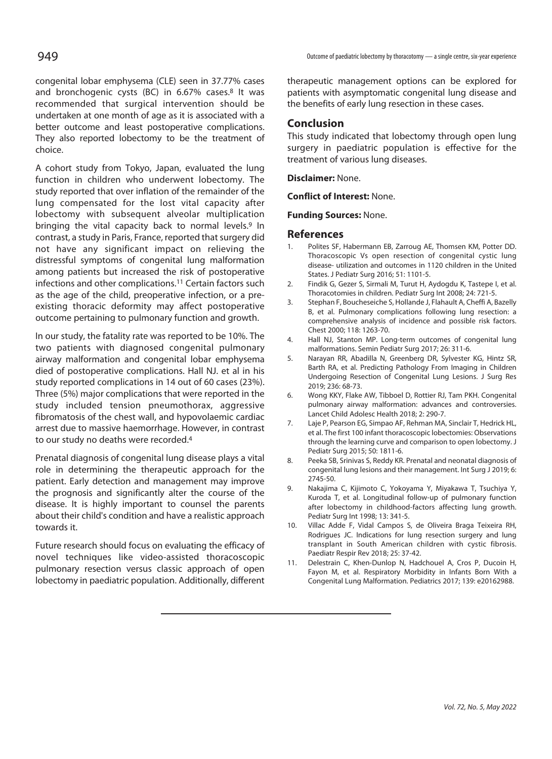congenital lobar emphysema (CLE) seen in 37.77% cases and bronchogenic cysts (BC) in 6.67% cases.[8] It was recommended that surgical intervention should be undertaken at one month of age as it is associated with a better outcome and least postoperative complications. They also reported lobectomy to be the treatment of choice.

A cohort study from Tokyo, Japan, evaluated the lung function in children who underwent lobectomy. The study reported that over inflation of the remainder of the lung compensated for the lost vital capacity after lobectomy with subsequent alveolar multiplication bringing the vital capacity back to normal levels.[9] In contrast, a study in Paris, France, reported that surgery did not have any significant impact on relieving the distressful symptoms of congenital lung malformation among patients but increased the risk of postoperative infections and other complications.[11] Certain factors such as the age of the child, preoperative infection, or a pre-existing thoracic deformity may affect postoperative outcome pertaining to pulmonary function and growth.

In our study, the fatality rate was reported to be 10%. The two patients with diagnosed congenital pulmonary airway malformation and congenital lobar emphysema died of postoperative complications. Hall NJ. et al in his study reported complications in 14 out of 60 cases (23%). Three (5%) major complications that were reported in the study included tension pneumothorax, aggressive fibromatosis of the chest wall, and hypovolaemic cardiac arrest due to massive haemorrhage. However, in contrast to our study no deaths were recorded.[4]

Prenatal diagnosis of congenital lung disease plays a vital role in determining the therapeutic approach for the patient. Early detection and management may improve the prognosis and significantly alter the course of the disease. It is highly important to counsel the parents about their child's condition and have a realistic approach towards it.

Future research should focus on evaluating the efficacy of novel techniques like video-assisted thoracoscopic pulmonary resection versus classic approach of open lobectomy in paediatric population. Additionally, different therapeutic management options can be explored for patients with asymptomatic congenital lung disease and the benefits of early lung resection in these cases.

## Conclusion

This study indicated that lobectomy through open lung surgery in paediatric population is effective for the treatment of various lung diseases.

**Disclaimer:** None.

**Conflict of Interest:** None.

**Funding Sources:** None.

## References

1. Polites SF, Habermann EB, Zarroug AE, Thomsen KM, Potter DD. Thoracoscopic Vs open resection of congenital cystic lung disease- utilization and outcomes in 1120 children in the United States. J Pediatr Surg 2016; 51: 1101-5.
2. Findik G, Gezer S, Sirmali M, Turut H, Aydogdu K, Tastepe I, et al. Thoracotomies in children. Pediatr Surg Int 2008; 24: 721-5.
3. Stephan F, Boucheseiche S, Hollande J, Flahault A, Cheffi A, Bazelly B, et al. Pulmonary complications following lung resection: a comprehensive analysis of incidence and possible risk factors. Chest 2000; 118: 1263-70.
4. Hall NJ, Stanton MP. Long-term outcomes of congenital lung malformations. Semin Pediatr Surg 2017; 26: 311-6.
5. Narayan RR, Abadilla N, Greenberg DR, Sylvester KG, Hintz SR, Barth RA, et al. Predicting Pathology From Imaging in Children Undergoing Resection of Congenital Lung Lesions. J Surg Res 2019; 236: 68-73.
6. Wong KKY, Flake AW, Tibboel D, Rottier RJ, Tam PKH. Congenital pulmonary airway malformation: advances and controversies. Lancet Child Adolesc Health 2018; 2: 290-7.
7. Laje P, Pearson EG, Simpao AF, Rehman MA, Sinclair T, Hedrick HL, et al. The first 100 infant thoracoscopic lobectomies: Observations through the learning curve and comparison to open lobectomy. J Pediatr Surg 2015; 50: 1811-6.
8. Peeka SB, Srinivas S, Reddy KR. Prenatal and neonatal diagnosis of congenital lung lesions and their management. Int Surg J 2019; 6: 2745-50.
9. Nakajima C, Kijimoto C, Yokoyama Y, Miyakawa T, Tsuchiya Y, Kuroda T, et al. Longitudinal follow-up of pulmonary function after lobectomy in childhood-factors affecting lung growth. Pediatr Surg Int 1998; 13: 341-5.
10. Villac Adde F, Vidal Campos S, de Oliveira Braga Teixeira RH, Rodrigues JC. Indications for lung resection surgery and lung transplant in South American children with cystic fibrosis. Paediatr Respir Rev 2018; 25: 37-42.
11. Delestrain C, Khen-Dunlop N, Hadchouel A, Cros P, Ducoin H, Fayon M, et al. Respiratory Morbidity in Infants Born With a Congenital Lung Malformation. Pediatrics 2017; 139: e20162988.